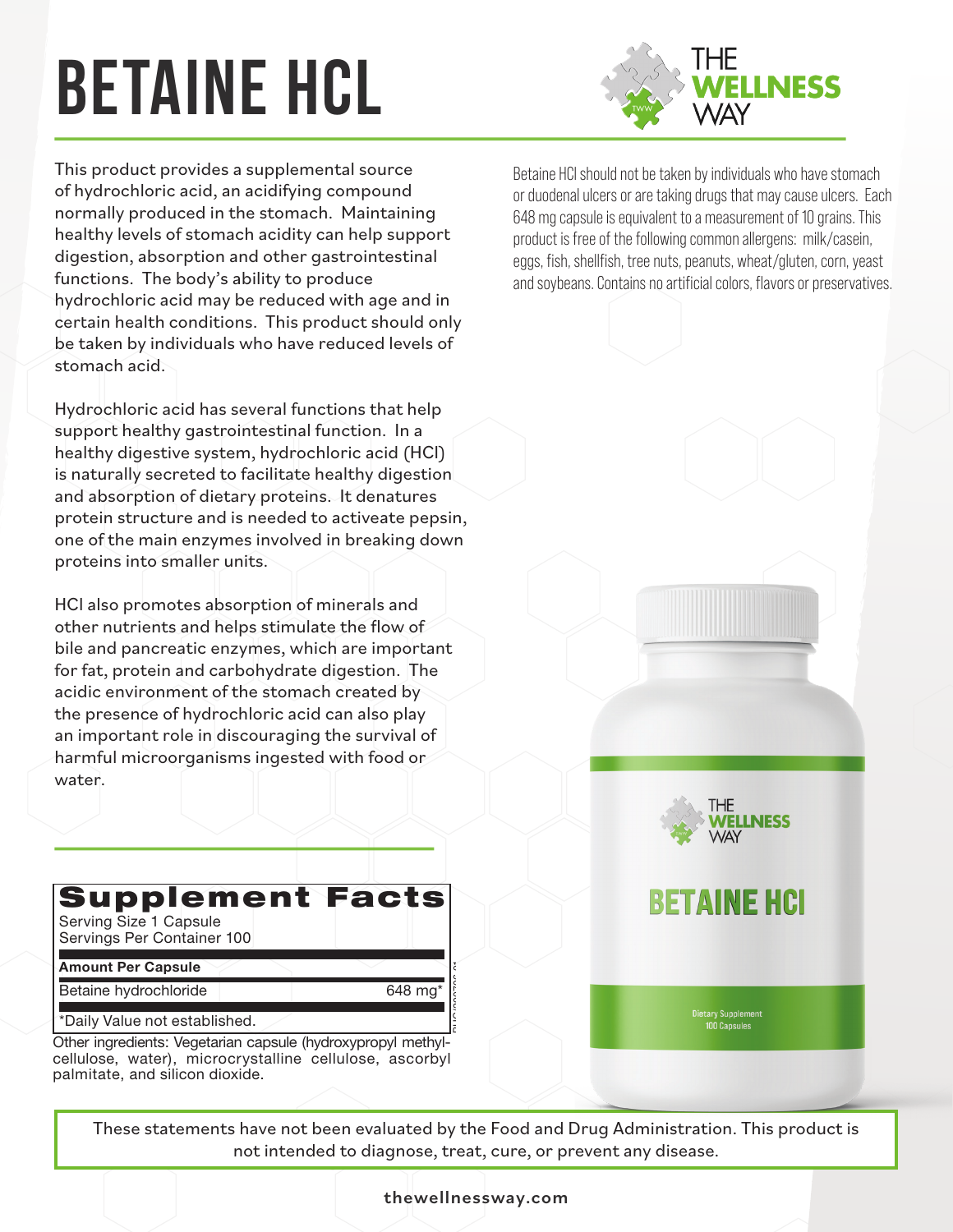# BETAINE HCL

THE WELLNESS WAY

This product provides a supplemental source of hydrochloric acid, an acidifying compound normally produced in the stomach. Maintaining healthy levels of stomach acidity can help support digestion, absorption and other gastrointestinal functions. The body's ability to produce hydrochloric acid may be reduced with age and in certain health conditions. This product should only be taken by individuals who have reduced levels of stomach acid.

Hydrochloric acid has several functions that help support healthy gastrointestinal function. In a healthy digestive system, hydrochloric acid (HCl) is naturally secreted to facilitate healthy digestion and absorption of dietary proteins. It denatures protein structure and is needed to activeate pepsin, one of the main enzymes involved in breaking down proteins into smaller units.

HCl also promotes absorption of minerals and other nutrients and helps stimulate the flow of bile and pancreatic enzymes, which are important for fat, protein and carbohydrate digestion. The acidic environment of the stomach created by the presence of hydrochloric acid can also play an important role in discouraging the survival of harmful microorganisms ingested with food or water.

Betaine HCl should not be taken by individuals who have stomach or duodenal ulcers or are taking drugs that may cause ulcers. Each 648 mg capsule is equivalent to a measurement of 10 grains. This product is free of the following common allergens: milk/casein, eggs, fish, shellfish, tree nuts, peanuts, wheat/gluten, corn, yeast and soybeans. Contains no artificial colors, flavors or preservatives.

## Supplement Facts

Serving Size 1 Capsule
Servings Per Container 100

| Amount Per Capsule | |
|---|---|
| Betaine hydrochloride | 648 mg* |

*Daily Value not established.

Other ingredients: Vegetarian capsule (hydroxypropyl methylcellulose, water), microcrystalline cellulose, ascorbyl palmitate, and silicon dioxide.

THE WELLNESS WAY
BETAINE HCl
Dietary Supplement
100 Capsules

These statements have not been evaluated by the Food and Drug Administration. This product is not intended to diagnose, treat, cure, or prevent any disease.

thewellnessway.com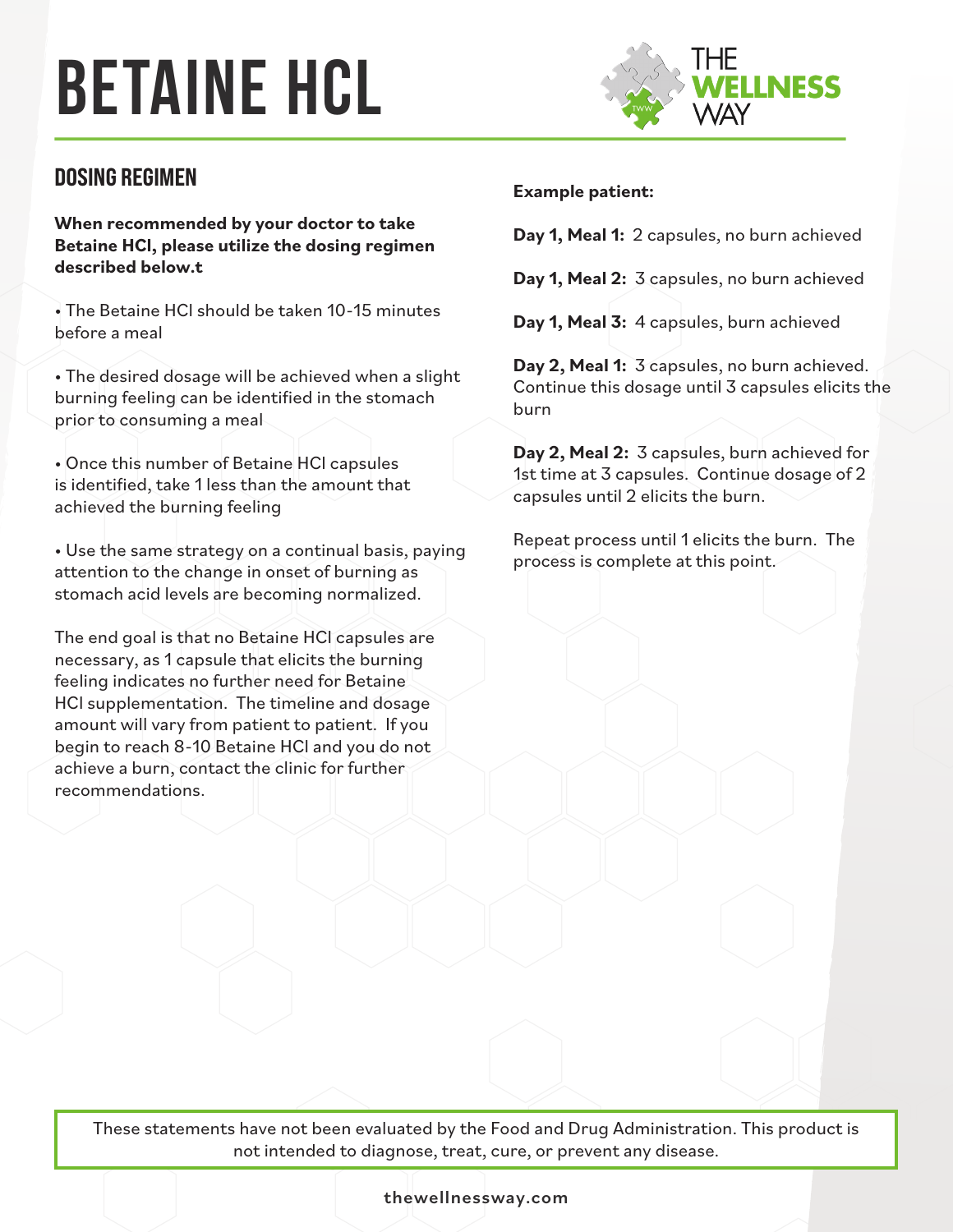# BETAINE HCL

THE WELLNESS WAY

## DOSING REGIMEN

**When recommended by your doctor to take Betaine HCl, please utilize the dosing regimen described below.t**

- The Betaine HCl should be taken 10-15 minutes before a meal
- The desired dosage will be achieved when a slight burning feeling can be identified in the stomach prior to consuming a meal
- Once this number of Betaine HCl capsules is identified, take 1 less than the amount that achieved the burning feeling
- Use the same strategy on a continual basis, paying attention to the change in onset of burning as stomach acid levels are becoming normalized.

The end goal is that no Betaine HCl capsules are necessary, as 1 capsule that elicits the burning feeling indicates no further need for Betaine HCl supplementation. The timeline and dosage amount will vary from patient to patient. If you begin to reach 8-10 Betaine HCl and you do not achieve a burn, contact the clinic for further recommendations.

**Example patient:**

**Day 1, Meal 1:** 2 capsules, no burn achieved

**Day 1, Meal 2:** 3 capsules, no burn achieved

**Day 1, Meal 3:** 4 capsules, burn achieved

**Day 2, Meal 1:** 3 capsules, no burn achieved. Continue this dosage until 3 capsules elicits the burn

**Day 2, Meal 2:** 3 capsules, burn achieved for 1st time at 3 capsules. Continue dosage of 2 capsules until 2 elicits the burn.

Repeat process until 1 elicits the burn. The process is complete at this point.

These statements have not been evaluated by the Food and Drug Administration. This product is not intended to diagnose, treat, cure, or prevent any disease.

thewellnessway.com